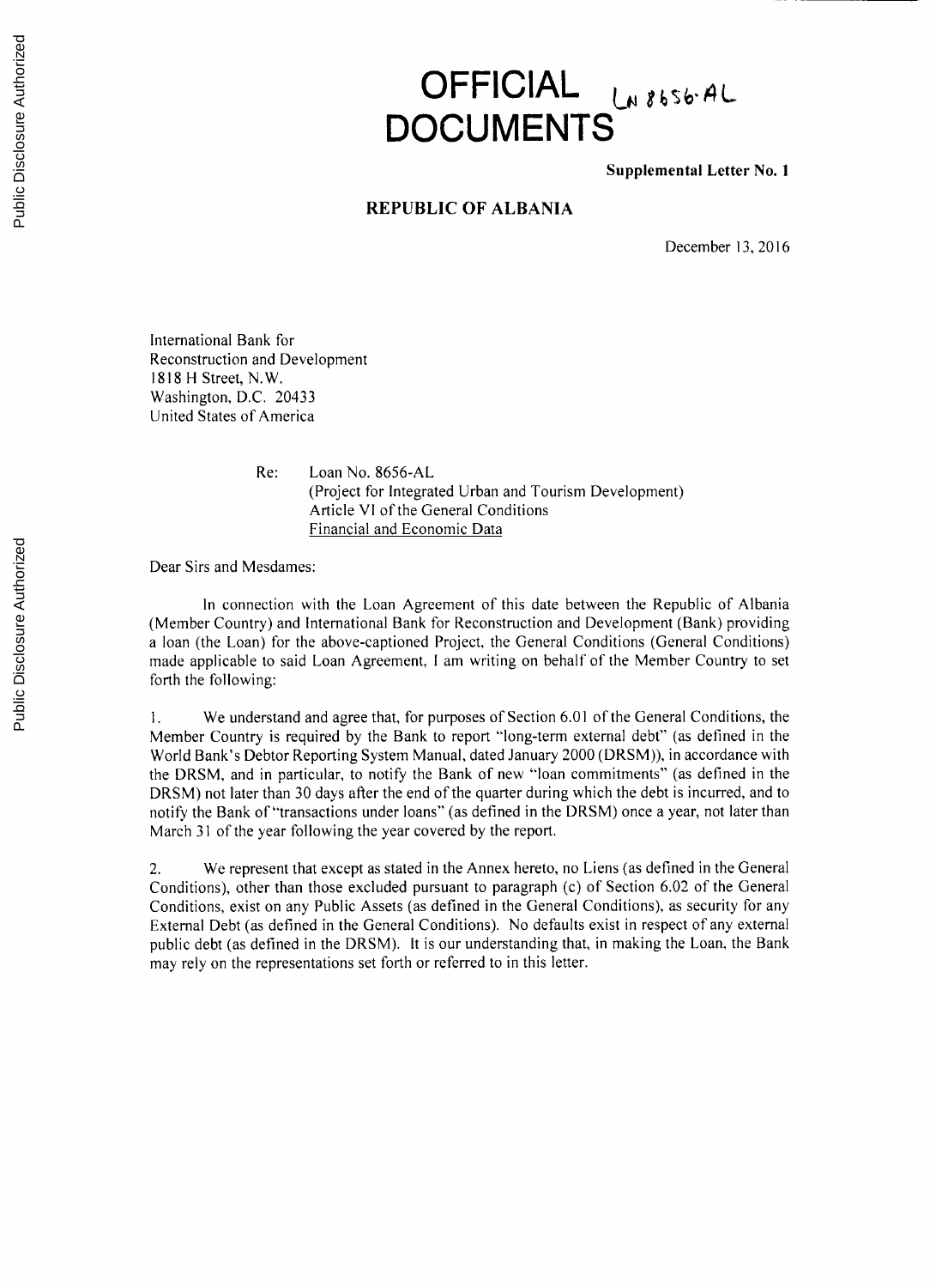# OFFICIAL DOCUMENTS

LN 8656-AL

**Supplemental Letter No. 1**

**REPUBLIC OF ALBANIA**

December 13, 2016

International Bank for
Reconstruction and Development
1818 H Street, N.W.
Washington, D.C. 20433
United States of America

Re: Loan No. 8656-AL
(Project for Integrated Urban and Tourism Development)
Article VI of the General Conditions
Financial and Economic Data

Dear Sirs and Mesdames:

In connection with the Loan Agreement of this date between the Republic of Albania (Member Country) and International Bank for Reconstruction and Development (Bank) providing a loan (the Loan) for the above-captioned Project, the General Conditions (General Conditions) made applicable to said Loan Agreement, I am writing on behalf of the Member Country to set forth the following:

1. We understand and agree that, for purposes of Section 6.01 of the General Conditions, the Member Country is required by the Bank to report "long-term external debt" (as defined in the World Bank's Debtor Reporting System Manual, dated January 2000 (DRSM)), in accordance with the DRSM, and in particular, to notify the Bank of new "loan commitments" (as defined in the DRSM) not later than 30 days after the end of the quarter during which the debt is incurred, and to notify the Bank of "transactions under loans" (as defined in the DRSM) once a year, not later than March 31 of the year following the year covered by the report.

2. We represent that except as stated in the Annex hereto, no Liens (as defined in the General Conditions), other than those excluded pursuant to paragraph (c) of Section 6.02 of the General Conditions, exist on any Public Assets (as defined in the General Conditions), as security for any External Debt (as defined in the General Conditions). No defaults exist in respect of any external public debt (as defined in the DRSM). It is our understanding that, in making the Loan, the Bank may rely on the representations set forth or referred to in this letter.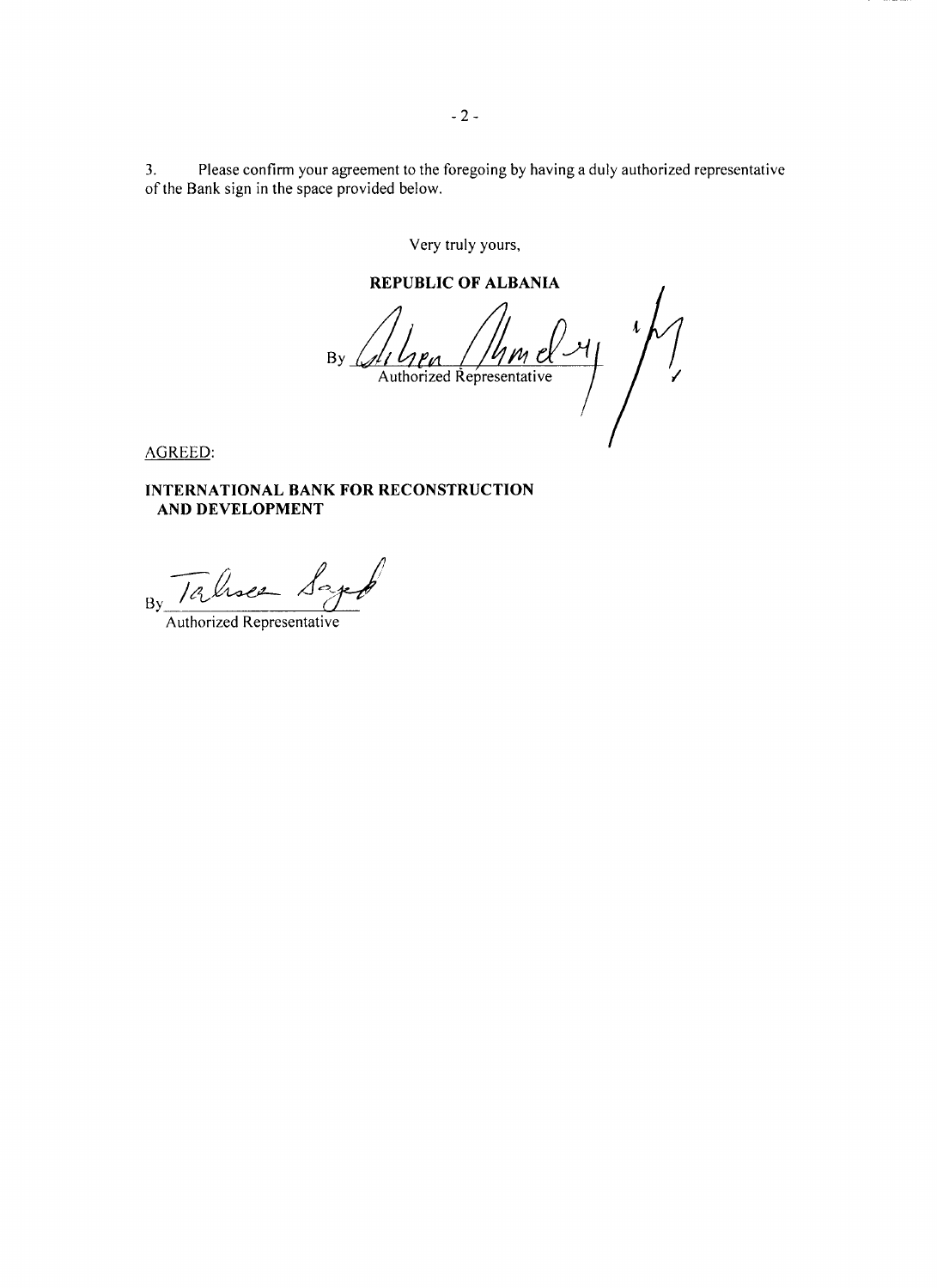3. Please confirm your agreement to the foregoing by having a duly authorized representative of the Bank sign in the space provided below.

Very truly yours,

**REPUBLIC OF ALBANIA**

By ______________________
Authorized Representative

AGREED:

**INTERNATIONAL BANK FOR RECONSTRUCTION AND DEVELOPMENT**

By ______________________
Authorized Representative